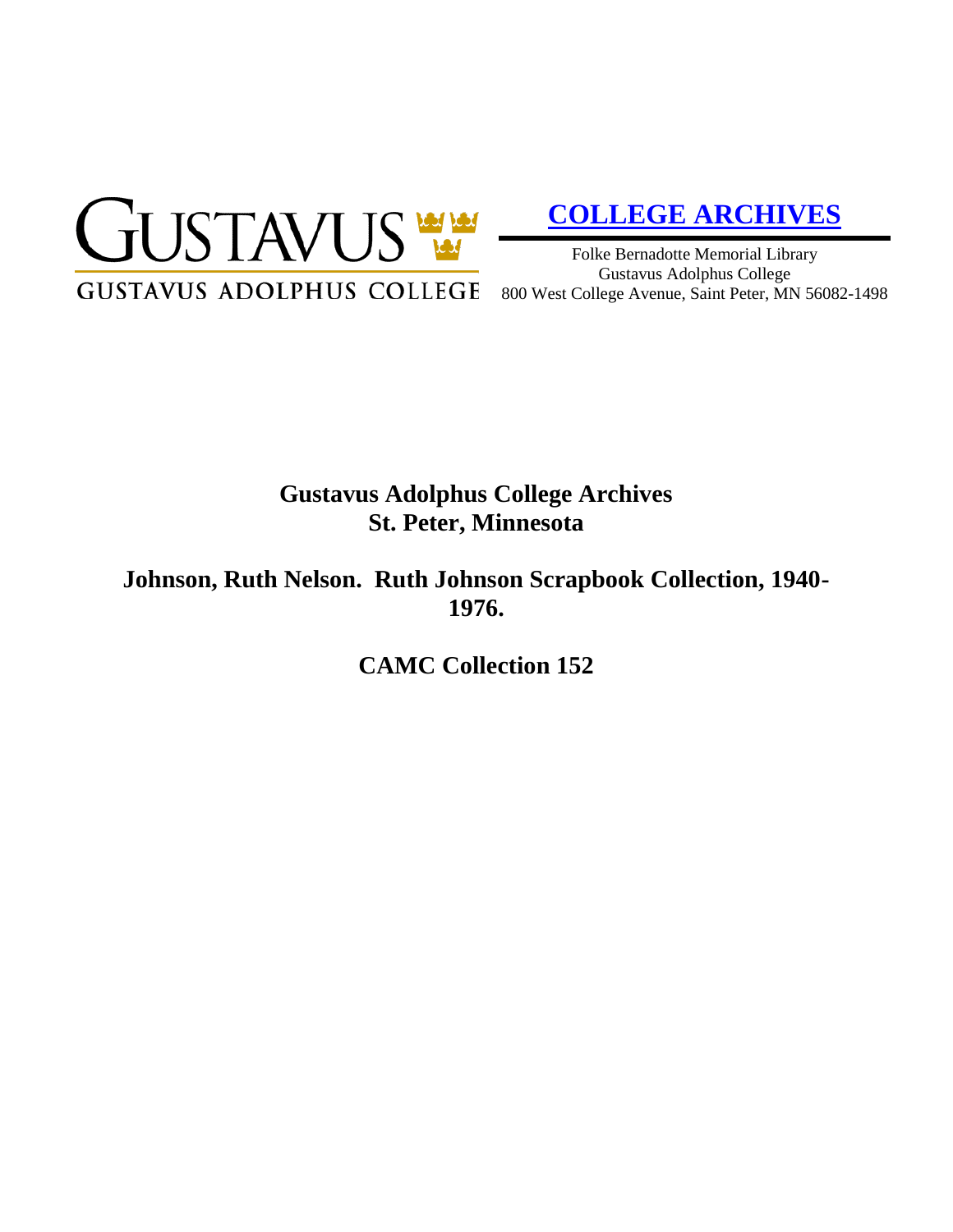GUSTAVUS
GUSTAVUS ADOLPHUS COLLEGE

**COLLEGE ARCHIVES**

Folke Bernadotte Memorial Library
Gustavus Adolphus College
800 West College Avenue, Saint Peter, MN 56082-1498

# Gustavus Adolphus College Archives
# St. Peter, Minnesota

## Johnson, Ruth Nelson. Ruth Johnson Scrapbook Collection, 1940-1976.

## CAMC Collection 152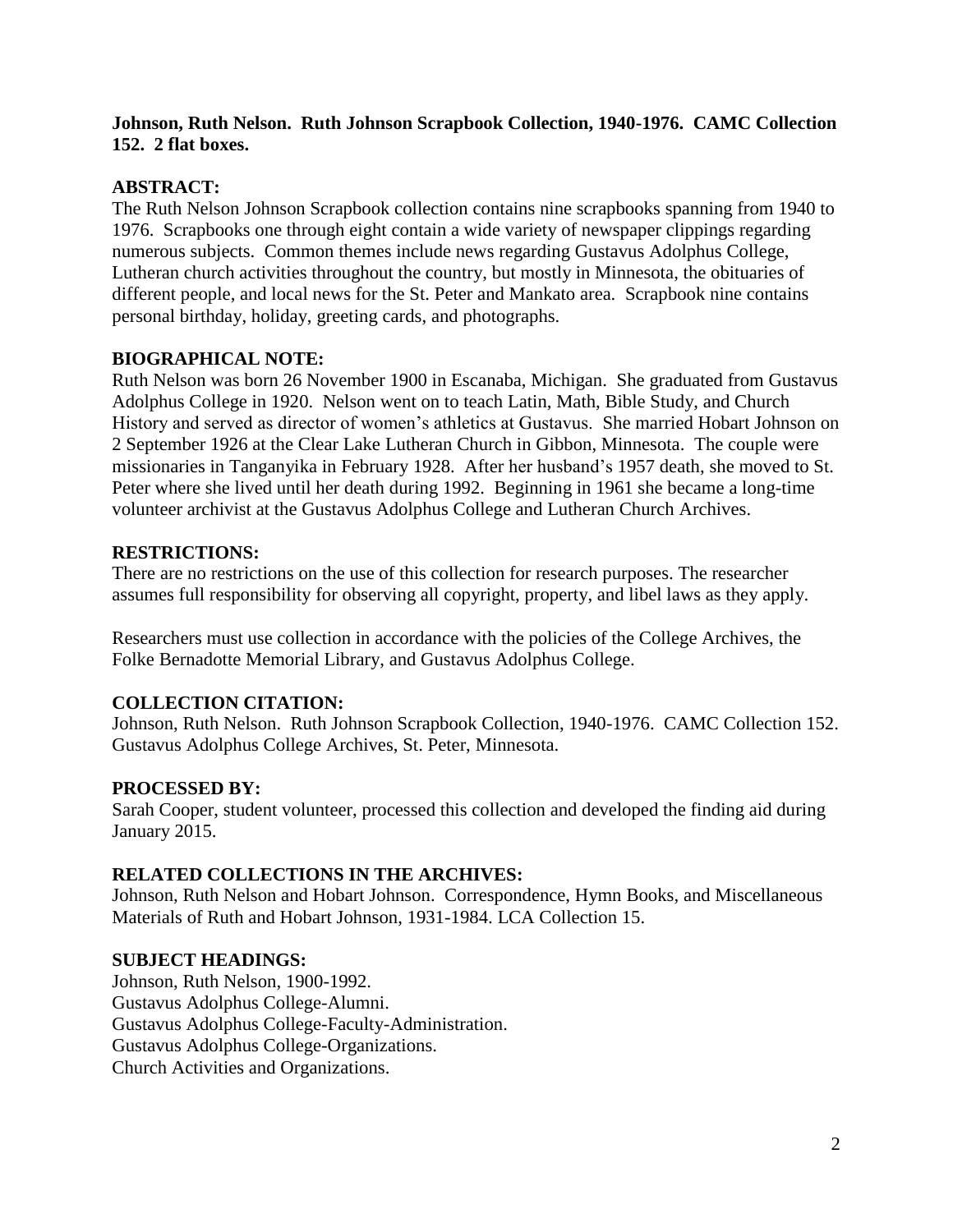**Johnson, Ruth Nelson. Ruth Johnson Scrapbook Collection, 1940-1976. CAMC Collection 152. 2 flat boxes.**

## ABSTRACT:

The Ruth Nelson Johnson Scrapbook collection contains nine scrapbooks spanning from 1940 to 1976. Scrapbooks one through eight contain a wide variety of newspaper clippings regarding numerous subjects. Common themes include news regarding Gustavus Adolphus College, Lutheran church activities throughout the country, but mostly in Minnesota, the obituaries of different people, and local news for the St. Peter and Mankato area. Scrapbook nine contains personal birthday, holiday, greeting cards, and photographs.

## BIOGRAPHICAL NOTE:

Ruth Nelson was born 26 November 1900 in Escanaba, Michigan. She graduated from Gustavus Adolphus College in 1920. Nelson went on to teach Latin, Math, Bible Study, and Church History and served as director of women's athletics at Gustavus. She married Hobart Johnson on 2 September 1926 at the Clear Lake Lutheran Church in Gibbon, Minnesota. The couple were missionaries in Tanganyika in February 1928. After her husband's 1957 death, she moved to St. Peter where she lived until her death during 1992. Beginning in 1961 she became a long-time volunteer archivist at the Gustavus Adolphus College and Lutheran Church Archives.

## RESTRICTIONS:

There are no restrictions on the use of this collection for research purposes. The researcher assumes full responsibility for observing all copyright, property, and libel laws as they apply.

Researchers must use collection in accordance with the policies of the College Archives, the Folke Bernadotte Memorial Library, and Gustavus Adolphus College.

## COLLECTION CITATION:

Johnson, Ruth Nelson. Ruth Johnson Scrapbook Collection, 1940-1976. CAMC Collection 152. Gustavus Adolphus College Archives, St. Peter, Minnesota.

## PROCESSED BY:

Sarah Cooper, student volunteer, processed this collection and developed the finding aid during January 2015.

## RELATED COLLECTIONS IN THE ARCHIVES:

Johnson, Ruth Nelson and Hobart Johnson. Correspondence, Hymn Books, and Miscellaneous Materials of Ruth and Hobart Johnson, 1931-1984. LCA Collection 15.

## SUBJECT HEADINGS:

Johnson, Ruth Nelson, 1900-1992.
Gustavus Adolphus College-Alumni.
Gustavus Adolphus College-Faculty-Administration.
Gustavus Adolphus College-Organizations.
Church Activities and Organizations.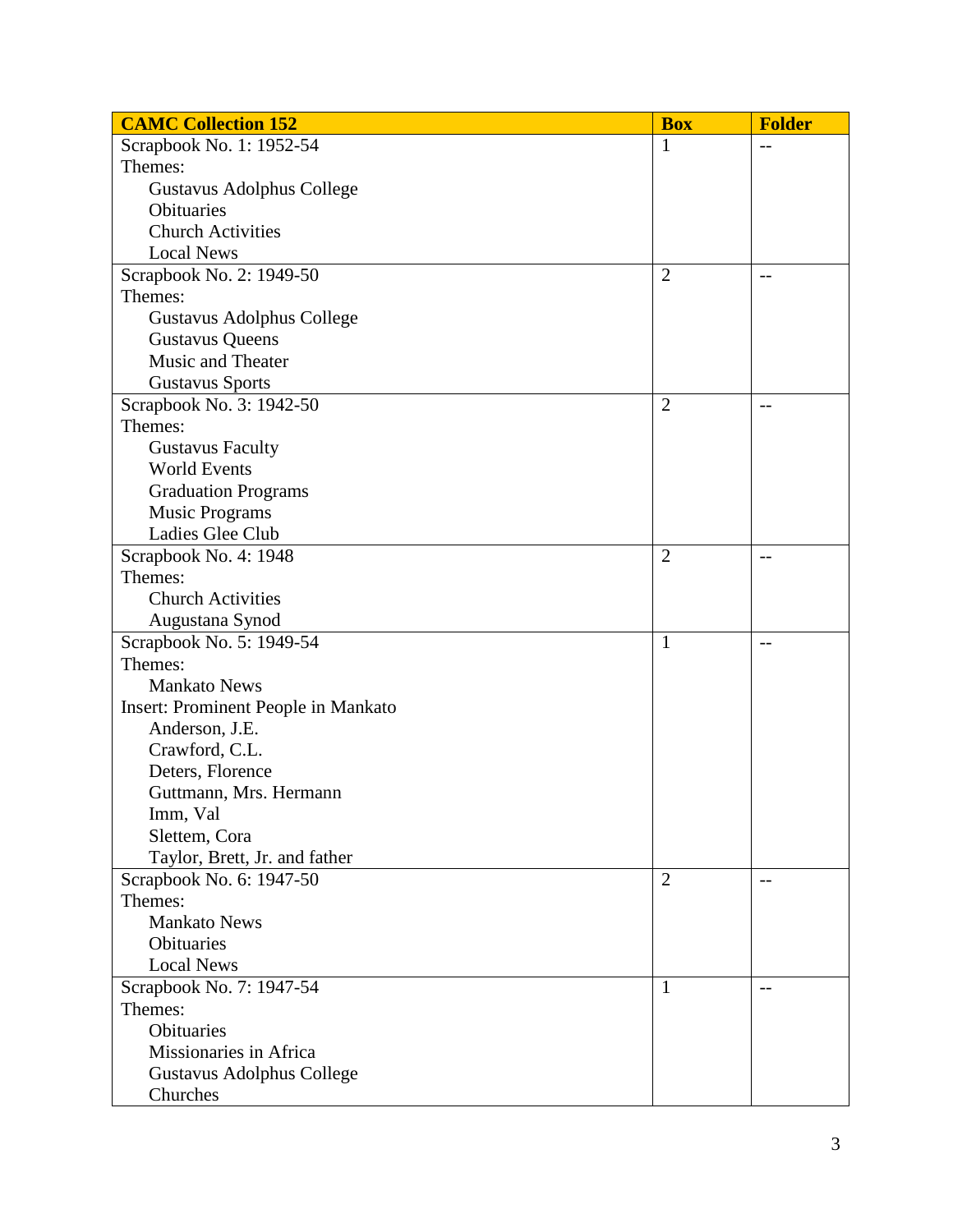| CAMC Collection 152 | Box | Folder |
|---|---|---|
| Scrapbook No. 1: 1952-54<br>Themes:<br>Gustavus Adolphus College<br>Obituaries<br>Church Activities<br>Local News | 1 | -- |
| Scrapbook No. 2: 1949-50<br>Themes:<br>Gustavus Adolphus College<br>Gustavus Queens<br>Music and Theater<br>Gustavus Sports | 2 | -- |
| Scrapbook No. 3: 1942-50<br>Themes:<br>Gustavus Faculty<br>World Events<br>Graduation Programs<br>Music Programs<br>Ladies Glee Club | 2 | -- |
| Scrapbook No. 4: 1948<br>Themes:<br>Church Activities<br>Augustana Synod | 2 | -- |
| Scrapbook No. 5: 1949-54<br>Themes:<br>Mankato News<br>Insert: Prominent People in Mankato<br>Anderson, J.E.<br>Crawford, C.L.<br>Deters, Florence<br>Guttmann, Mrs. Hermann<br>Imm, Val<br>Slettem, Cora<br>Taylor, Brett, Jr. and father | 1 | -- |
| Scrapbook No. 6: 1947-50<br>Themes:<br>Mankato News<br>Obituaries<br>Local News | 2 | -- |
| Scrapbook No. 7: 1947-54<br>Themes:<br>Obituaries<br>Missionaries in Africa<br>Gustavus Adolphus College<br>Churches | 1 | -- |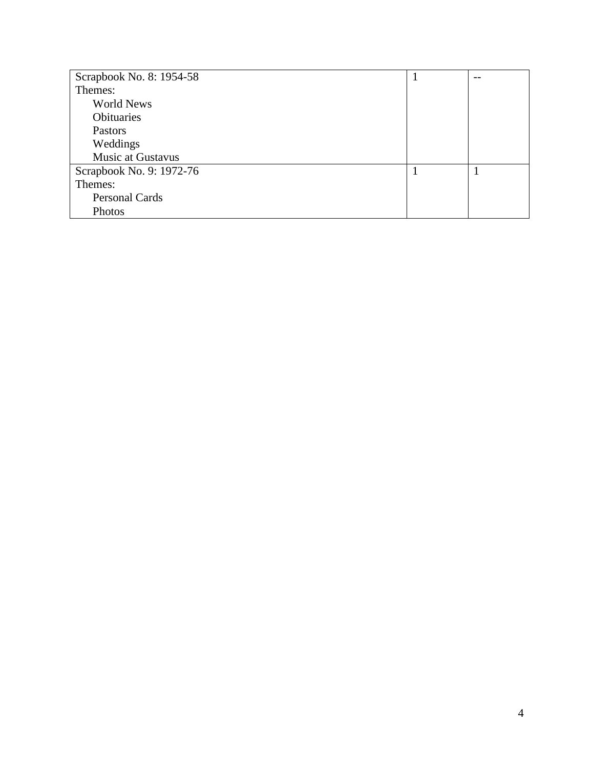| | | |
|---|---|---|
| Scrapbook No. 8: 1954-58<br>Themes:<br>World News<br>Obituaries<br>Pastors<br>Weddings<br>Music at Gustavus | 1 | -- |
| Scrapbook No. 9: 1972-76<br>Themes:<br>Personal Cards<br>Photos | 1 | 1 |